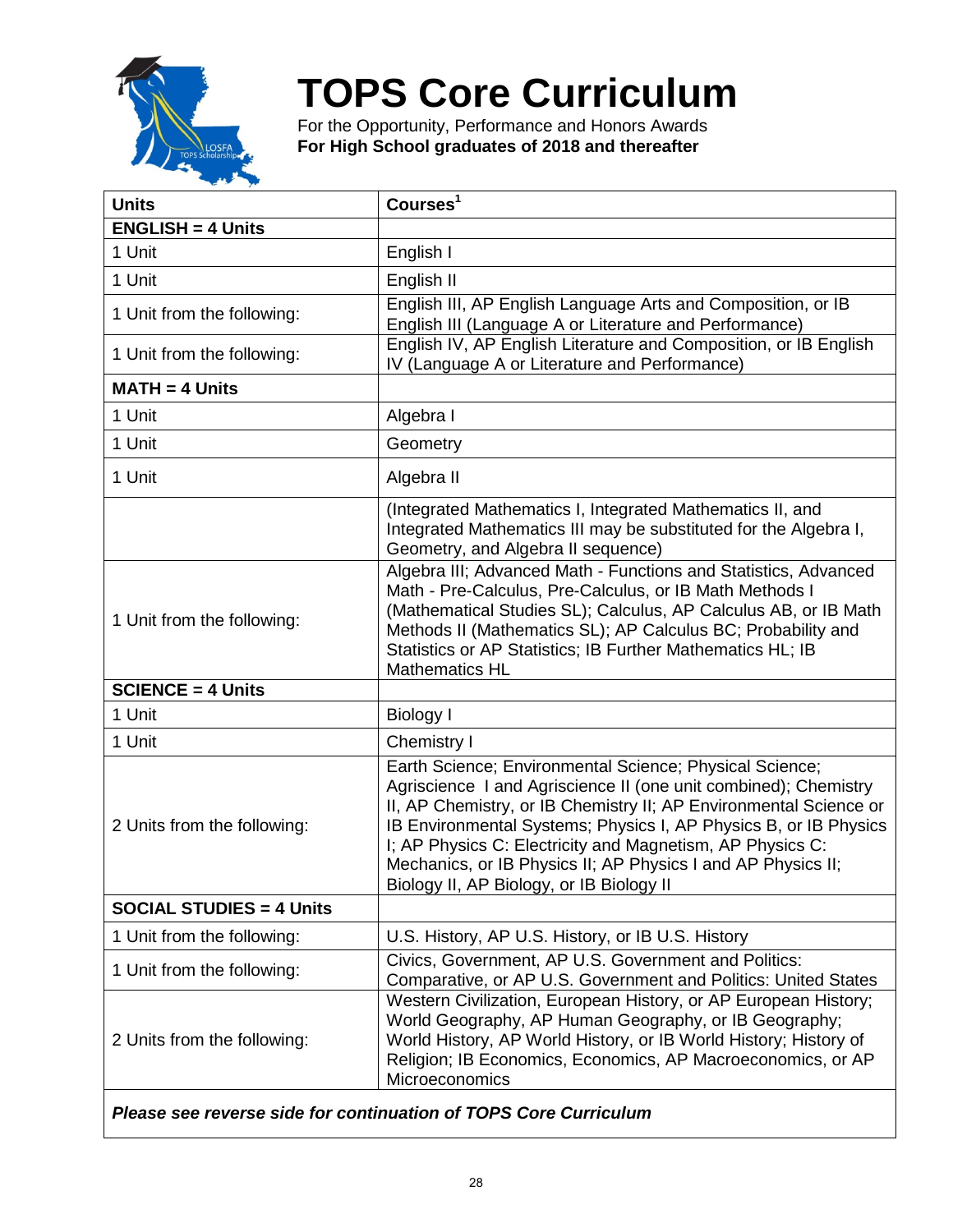# TOPS Core Curriculum

For the Opportunity, Performance and Honors Awards
**For High School graduates of 2018 and thereafter**

| Units | Courses[1] |
|---|---|
| **ENGLISH = 4 Units** | |
| 1 Unit | English I |
| 1 Unit | English II |
| 1 Unit from the following: | English III, AP English Language Arts and Composition, or IB English III (Language A or Literature and Performance) |
| 1 Unit from the following: | English IV, AP English Literature and Composition, or IB English IV (Language A or Literature and Performance) |
| **MATH = 4 Units** | |
| 1 Unit | Algebra I |
| 1 Unit | Geometry |
| 1 Unit | Algebra II |
| | (Integrated Mathematics I, Integrated Mathematics II, and Integrated Mathematics III may be substituted for the Algebra I, Geometry, and Algebra II sequence) |
| 1 Unit from the following: | Algebra III; Advanced Math - Functions and Statistics, Advanced Math - Pre-Calculus, Pre-Calculus, or IB Math Methods I (Mathematical Studies SL); Calculus, AP Calculus AB, or IB Math Methods II (Mathematics SL); AP Calculus BC; Probability and Statistics or AP Statistics; IB Further Mathematics HL; IB Mathematics HL |
| **SCIENCE = 4 Units** | |
| 1 Unit | Biology I |
| 1 Unit | Chemistry I |
| 2 Units from the following: | Earth Science; Environmental Science; Physical Science; Agriscience I and Agriscience II (one unit combined); Chemistry II, AP Chemistry, or IB Chemistry II; AP Environmental Science or IB Environmental Systems; Physics I, AP Physics B, or IB Physics I; AP Physics C: Electricity and Magnetism, AP Physics C: Mechanics, or IB Physics II; AP Physics I and AP Physics II; Biology II, AP Biology, or IB Biology II |
| **SOCIAL STUDIES = 4 Units** | |
| 1 Unit from the following: | U.S. History, AP U.S. History, or IB U.S. History |
| 1 Unit from the following: | Civics, Government, AP U.S. Government and Politics: Comparative, or AP U.S. Government and Politics: United States |
| 2 Units from the following: | Western Civilization, European History, or AP European History; World Geography, AP Human Geography, or IB Geography; World History, AP World History, or IB World History; History of Religion; IB Economics, Economics, AP Macroeconomics, or AP Microeconomics |

***Please see reverse side for continuation of TOPS Core Curriculum***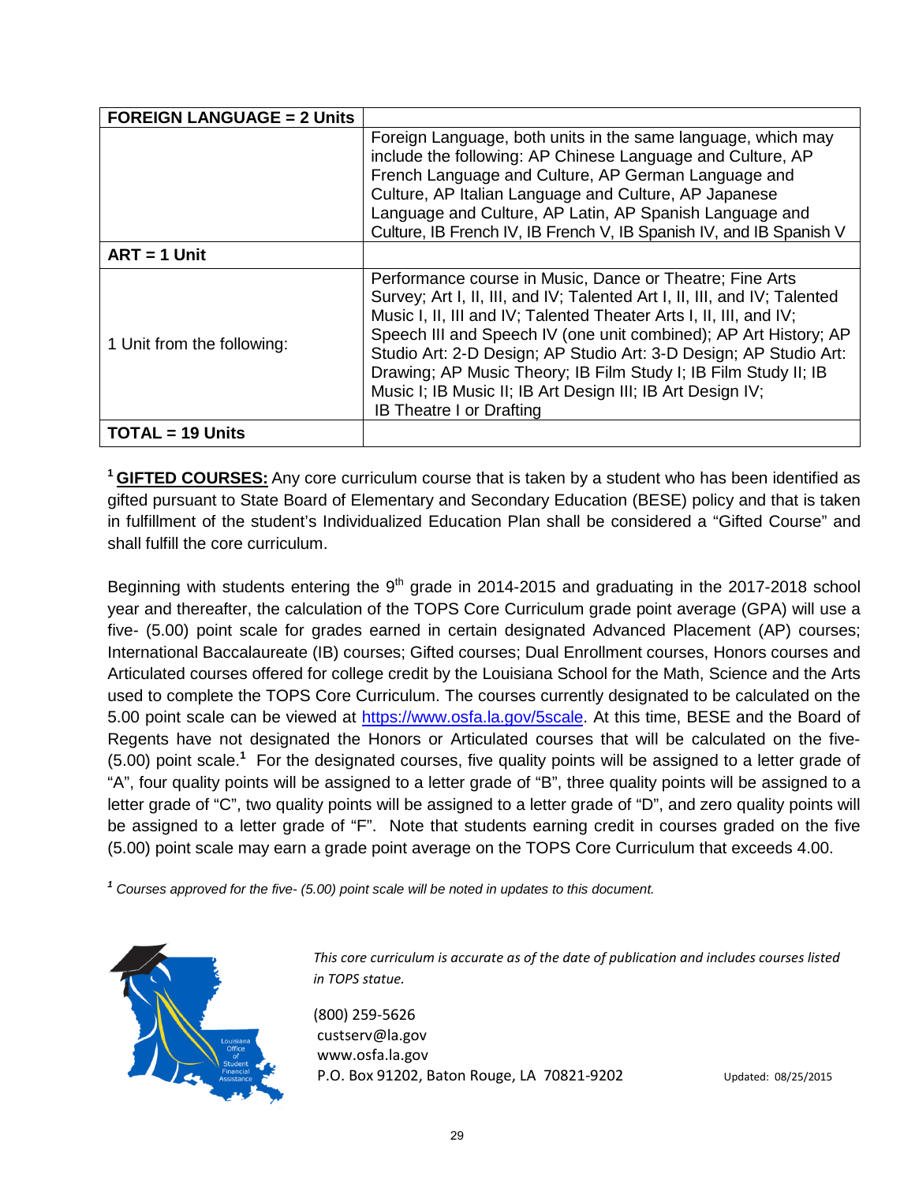| FOREIGN LANGUAGE = 2 Units | |
|---|---|
| | Foreign Language, both units in the same language, which may include the following: AP Chinese Language and Culture, AP French Language and Culture, AP German Language and Culture, AP Italian Language and Culture, AP Japanese Language and Culture, AP Latin, AP Spanish Language and Culture, IB French IV, IB French V, IB Spanish IV, and IB Spanish V |
| **ART = 1 Unit** | |
| 1 Unit from the following: | Performance course in Music, Dance or Theatre; Fine Arts Survey; Art I, II, III, and IV; Talented Art I, II, III, and IV; Talented Music I, II, III and IV; Talented Theater Arts I, II, III, and IV; Speech III and Speech IV (one unit combined); AP Art History; AP Studio Art: 2-D Design; AP Studio Art: 3-D Design; AP Studio Art: Drawing; AP Music Theory; IB Film Study I; IB Film Study II; IB Music I; IB Music II; IB Art Design III; IB Art Design IV; IB Theatre I or Drafting |
| **TOTAL = 19 Units** | |

[1] **GIFTED COURSES:** Any core curriculum course that is taken by a student who has been identified as gifted pursuant to State Board of Elementary and Secondary Education (BESE) policy and that is taken in fulfillment of the student's Individualized Education Plan shall be considered a "Gifted Course" and shall fulfill the core curriculum.

Beginning with students entering the 9th grade in 2014-2015 and graduating in the 2017-2018 school year and thereafter, the calculation of the TOPS Core Curriculum grade point average (GPA) will use a five- (5.00) point scale for grades earned in certain designated Advanced Placement (AP) courses; International Baccalaureate (IB) courses; Gifted courses; Dual Enrollment courses, Honors courses and Articulated courses offered for college credit by the Louisiana School for the Math, Science and the Arts used to complete the TOPS Core Curriculum. The courses currently designated to be calculated on the 5.00 point scale can be viewed at https://www.osfa.la.gov/5scale. At this time, BESE and the Board of Regents have not designated the Honors or Articulated courses that will be calculated on the five- (5.00) point scale.[1] For the designated courses, five quality points will be assigned to a letter grade of "A", four quality points will be assigned to a letter grade of "B", three quality points will be assigned to a letter grade of "C", two quality points will be assigned to a letter grade of "D", and zero quality points will be assigned to a letter grade of "F". Note that students earning credit in courses graded on the five (5.00) point scale may earn a grade point average on the TOPS Core Curriculum that exceeds 4.00.

*[1] Courses approved for the five- (5.00) point scale will be noted in updates to this document.*

Louisiana Office of Student Financial Assistance

*This core curriculum is accurate as of the date of publication and includes courses listed in TOPS statue.*

(800) 259-5626
custserv@la.gov
www.osfa.la.gov
P.O. Box 91202, Baton Rouge, LA 70821-9202

Updated: 08/25/2015